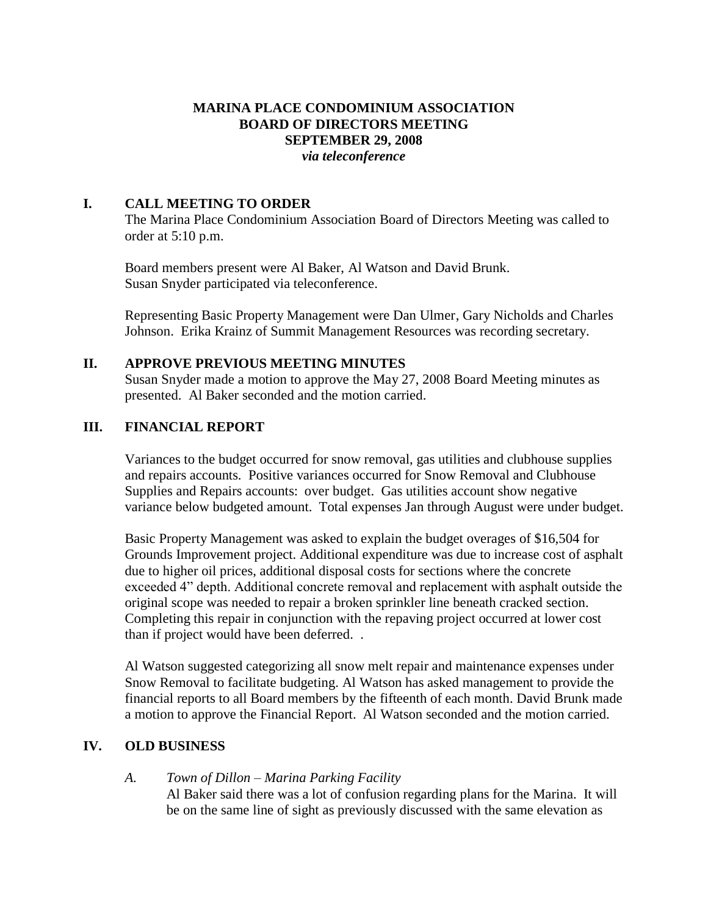**MARINA PLACE CONDOMINIUM ASSOCIATION**
**BOARD OF DIRECTORS MEETING**
**SEPTEMBER 29, 2008**
***via teleconference***

## I. CALL MEETING TO ORDER

The Marina Place Condominium Association Board of Directors Meeting was called to order at 5:10 p.m.

Board members present were Al Baker, Al Watson and David Brunk. Susan Snyder participated via teleconference.

Representing Basic Property Management were Dan Ulmer, Gary Nicholds and Charles Johnson. Erika Krainz of Summit Management Resources was recording secretary.

## II. APPROVE PREVIOUS MEETING MINUTES

Susan Snyder made a motion to approve the May 27, 2008 Board Meeting minutes as presented. Al Baker seconded and the motion carried.

## III. FINANCIAL REPORT

Variances to the budget occurred for snow removal, gas utilities and clubhouse supplies and repairs accounts. Positive variances occurred for Snow Removal and Clubhouse Supplies and Repairs accounts: over budget. Gas utilities account show negative variance below budgeted amount. Total expenses Jan through August were under budget.

Basic Property Management was asked to explain the budget overages of $16,504 for Grounds Improvement project. Additional expenditure was due to increase cost of asphalt due to higher oil prices, additional disposal costs for sections where the concrete exceeded 4" depth. Additional concrete removal and replacement with asphalt outside the original scope was needed to repair a broken sprinkler line beneath cracked section. Completing this repair in conjunction with the repaving project occurred at lower cost than if project would have been deferred. .

Al Watson suggested categorizing all snow melt repair and maintenance expenses under Snow Removal to facilitate budgeting. Al Watson has asked management to provide the financial reports to all Board members by the fifteenth of each month. David Brunk made a motion to approve the Financial Report. Al Watson seconded and the motion carried.

## IV. OLD BUSINESS

*A. Town of Dillon – Marina Parking Facility*

Al Baker said there was a lot of confusion regarding plans for the Marina. It will be on the same line of sight as previously discussed with the same elevation as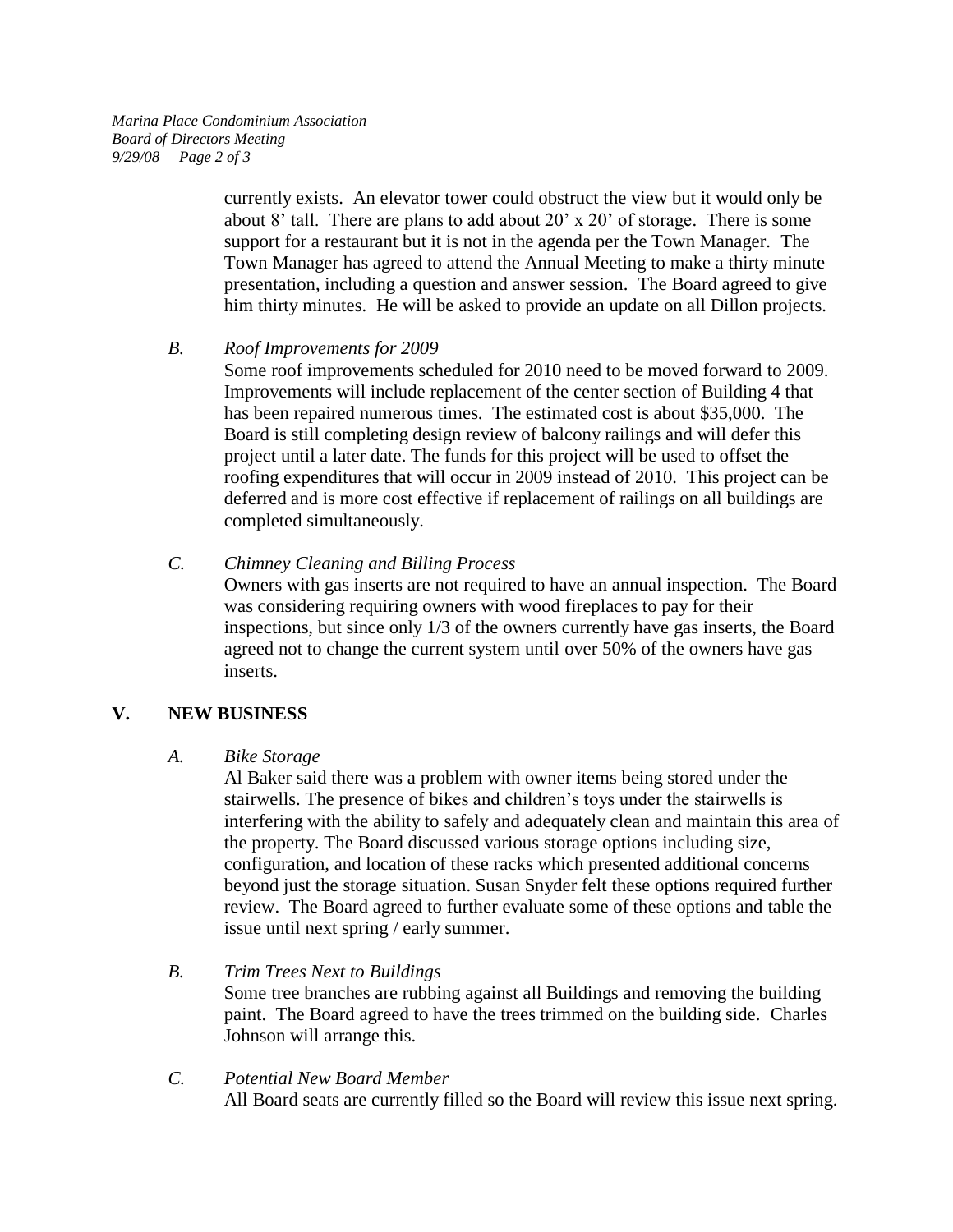currently exists. An elevator tower could obstruct the view but it would only be about 8' tall. There are plans to add about 20' x 20' of storage. There is some support for a restaurant but it is not in the agenda per the Town Manager. The Town Manager has agreed to attend the Annual Meeting to make a thirty minute presentation, including a question and answer session. The Board agreed to give him thirty minutes. He will be asked to provide an update on all Dillon projects.

*B. Roof Improvements for 2009*

Some roof improvements scheduled for 2010 need to be moved forward to 2009. Improvements will include replacement of the center section of Building 4 that has been repaired numerous times. The estimated cost is about $35,000. The Board is still completing design review of balcony railings and will defer this project until a later date. The funds for this project will be used to offset the roofing expenditures that will occur in 2009 instead of 2010. This project can be deferred and is more cost effective if replacement of railings on all buildings are completed simultaneously.

*C. Chimney Cleaning and Billing Process*

Owners with gas inserts are not required to have an annual inspection. The Board was considering requiring owners with wood fireplaces to pay for their inspections, but since only 1/3 of the owners currently have gas inserts, the Board agreed not to change the current system until over 50% of the owners have gas inserts.

## V. NEW BUSINESS

*A. Bike Storage*

Al Baker said there was a problem with owner items being stored under the stairwells. The presence of bikes and children's toys under the stairwells is interfering with the ability to safely and adequately clean and maintain this area of the property. The Board discussed various storage options including size, configuration, and location of these racks which presented additional concerns beyond just the storage situation. Susan Snyder felt these options required further review. The Board agreed to further evaluate some of these options and table the issue until next spring / early summer.

*B. Trim Trees Next to Buildings*

Some tree branches are rubbing against all Buildings and removing the building paint. The Board agreed to have the trees trimmed on the building side. Charles Johnson will arrange this.

*C. Potential New Board Member*

All Board seats are currently filled so the Board will review this issue next spring.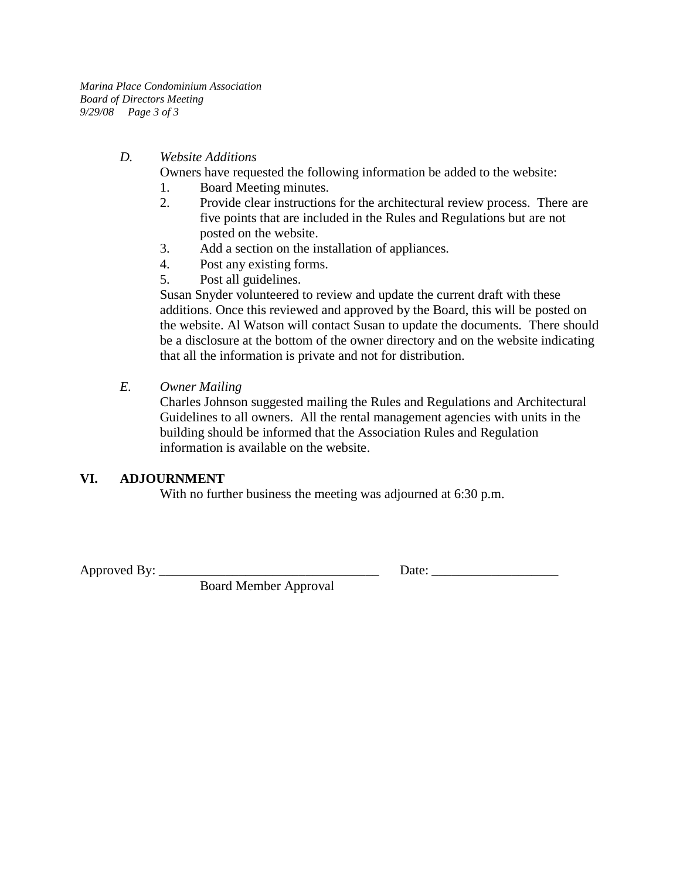*D. Website Additions*

Owners have requested the following information be added to the website:

1. Board Meeting minutes.
2. Provide clear instructions for the architectural review process. There are five points that are included in the Rules and Regulations but are not posted on the website.
3. Add a section on the installation of appliances.
4. Post any existing forms.
5. Post all guidelines.

Susan Snyder volunteered to review and update the current draft with these additions. Once this reviewed and approved by the Board, this will be posted on the website. Al Watson will contact Susan to update the documents. There should be a disclosure at the bottom of the owner directory and on the website indicating that all the information is private and not for distribution.

*E. Owner Mailing*

Charles Johnson suggested mailing the Rules and Regulations and Architectural Guidelines to all owners. All the rental management agencies with units in the building should be informed that the Association Rules and Regulation information is available on the website.

## VI. ADJOURNMENT

With no further business the meeting was adjourned at 6:30 p.m.

Approved By: _________________________________ Date: ___________________

Board Member Approval